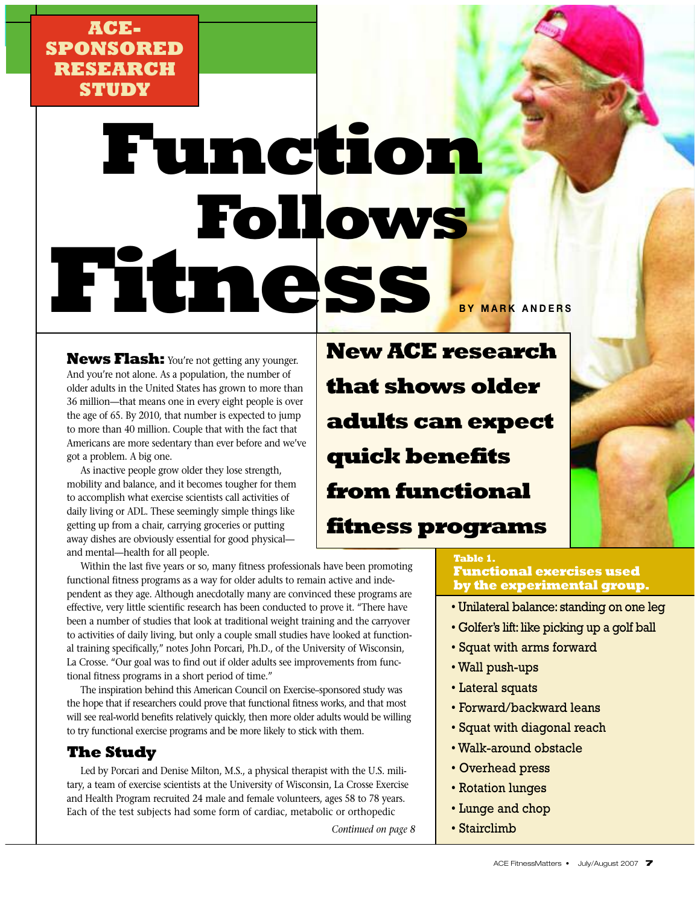ACE-SPONSORED RESEARCH STUDY

# Function Follows Fitness

BY MARK ANDERS

**New ACE research that shows older adults can expect quick benefits from functional fitness programs**

**News Flash:** You're not getting any younger. And you're not alone. As a population, the number of older adults in the United States has grown to more than 36 million—that means one in every eight people is over the age of 65. By 2010, that number is expected to jump to more than 40 million. Couple that with the fact that Americans are more sedentary than ever before and we've got a problem. A big one.

As inactive people grow older they lose strength, mobility and balance, and it becomes tougher for them to accomplish what exercise scientists call activities of daily living or ADL. These seemingly simple things like getting up from a chair, carrying groceries or putting away dishes are obviously essential for good physical—and mental—health for all people.

Within the last five years or so, many fitness professionals have been promoting functional fitness programs as a way for older adults to remain active and independent as they age. Although anecdotally many are convinced these programs are effective, very little scientific research has been conducted to prove it. "There have been a number of studies that look at traditional weight training and the carryover to activities of daily living, but only a couple small studies have looked at functional training specifically," notes John Porcari, Ph.D., of the University of Wisconsin, La Crosse. "Our goal was to find out if older adults see improvements from functional fitness programs in a short period of time."

The inspiration behind this American Council on Exercise–sponsored study was the hope that if researchers could prove that functional fitness works, and that most will see real-world benefits relatively quickly, then more older adults would be willing to try functional exercise programs and be more likely to stick with them.

## The Study

Led by Porcari and Denise Milton, M.S., a physical therapist with the U.S. military, a team of exercise scientists at the University of Wisconsin, La Crosse Exercise and Health Program recruited 24 male and female volunteers, ages 58 to 78 years. Each of the test subjects had some form of cardiac, metabolic or orthopedic

*Continued on page 8*

**Table 1. Functional exercises used by the experimental group.**

- Unilateral balance: standing on one leg
- Golfer's lift: like picking up a golf ball
- Squat with arms forward
- Wall push-ups
- Lateral squats
- Forward/backward leans
- Squat with diagonal reach
- Walk-around obstacle
- Overhead press
- Rotation lunges
- Lunge and chop
- Stairclimb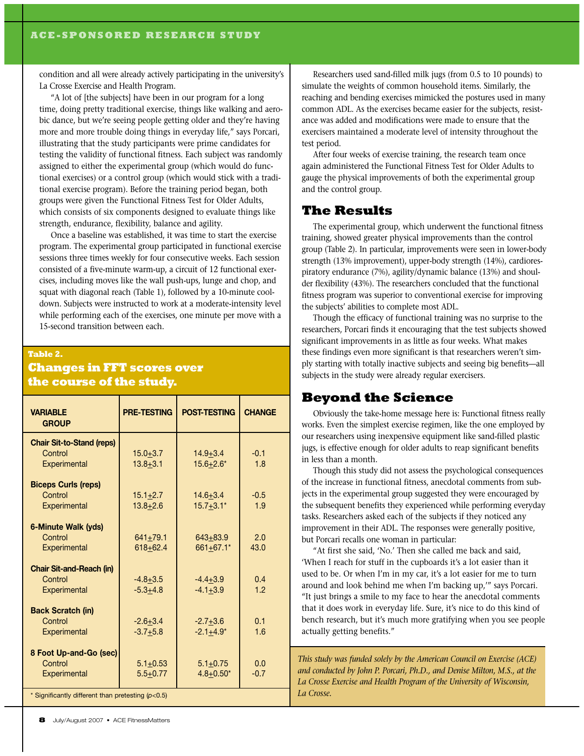condition and all were already actively participating in the university's La Crosse Exercise and Health Program.

"A lot of [the subjects] have been in our program for a long time, doing pretty traditional exercise, things like walking and aerobic dance, but we're seeing people getting older and they're having more and more trouble doing things in everyday life," says Porcari, illustrating that the study participants were prime candidates for testing the validity of functional fitness. Each subject was randomly assigned to either the experimental group (which would do functional exercises) or a control group (which would stick with a traditional exercise program). Before the training period began, both groups were given the Functional Fitness Test for Older Adults, which consists of six components designed to evaluate things like strength, endurance, flexibility, balance and agility.

Once a baseline was established, it was time to start the exercise program. The experimental group participated in functional exercise sessions three times weekly for four consecutive weeks. Each session consisted of a five-minute warm-up, a circuit of 12 functional exercises, including moves like the wall push-ups, lunge and chop, and squat with diagonal reach (Table 1), followed by a 10-minute cool-down. Subjects were instructed to work at a moderate-intensity level while performing each of the exercises, one minute per move with a 15-second transition between each.

**Table 2.**
**Changes in FFT scores over the course of the study.**

| VARIABLE / GROUP | PRE-TESTING | POST-TESTING | CHANGE |
|---|---|---|---|
| **Chair Sit-to-Stand (reps)** | | | |
| Control | 15.0±3.7 | 14.9±3.4 | -0.1 |
| Experimental | 13.8±3.1 | 15.6±2.6* | 1.8 |
| **Biceps Curls (reps)** | | | |
| Control | 15.1±2.7 | 14.6±3.4 | -0.5 |
| Experimental | 13.8±2.6 | 15.7±3.1* | 1.9 |
| **6-Minute Walk (yds)** | | | |
| Control | 641±79.1 | 643±83.9 | 2.0 |
| Experimental | 618±62.4 | 661±67.1* | 43.0 |
| **Chair Sit-and-Reach (in)** | | | |
| Control | -4.8±3.5 | -4.4±3.9 | 0.4 |
| Experimental | -5.3±4.8 | -4.1±3.9 | 1.2 |
| **Back Scratch (in)** | | | |
| Control | -2.6±3.4 | -2.7±3.6 | 0.1 |
| Experimental | -3.7±5.8 | -2.1±4.9* | 1.6 |
| **8 Foot Up-and-Go (sec)** | | | |
| Control | 5.1±0.53 | 5.1±0.75 | 0.0 |
| Experimental | 5.5±0.77 | 4.8±0.50* | -0.7 |

\* Significantly different than pretesting ($p<0.5$)

Researchers used sand-filled milk jugs (from 0.5 to 10 pounds) to simulate the weights of common household items. Similarly, the reaching and bending exercises mimicked the postures used in many common ADL. As the exercises became easier for the subjects, resistance was added and modifications were made to ensure that the exercisers maintained a moderate level of intensity throughout the test period.

After four weeks of exercise training, the research team once again administered the Functional Fitness Test for Older Adults to gauge the physical improvements of both the experimental group and the control group.

## The Results

The experimental group, which underwent the functional fitness training, showed greater physical improvements than the control group (Table 2). In particular, improvements were seen in lower-body strength (13% improvement), upper-body strength (14%), cardiorespiratory endurance (7%), agility/dynamic balance (13%) and shoulder flexibility (43%). The researchers concluded that the functional fitness program was superior to conventional exercise for improving the subjects' abilities to complete most ADL.

Though the efficacy of functional training was no surprise to the researchers, Porcari finds it encouraging that the test subjects showed significant improvements in as little as four weeks. What makes these findings even more significant is that researchers weren't simply starting with totally inactive subjects and seeing big benefits—all subjects in the study were already regular exercisers.

## Beyond the Science

Obviously the take-home message here is: Functional fitness really works. Even the simplest exercise regimen, like the one employed by our researchers using inexpensive equipment like sand-filled plastic jugs, is effective enough for older adults to reap significant benefits in less than a month.

Though this study did not assess the psychological consequences of the increase in functional fitness, anecdotal comments from subjects in the experimental group suggested they were encouraged by the subsequent benefits they experienced while performing everyday tasks. Researchers asked each of the subjects if they noticed any improvement in their ADL. The responses were generally positive, but Porcari recalls one woman in particular:

"At first she said, 'No.' Then she called me back and said, 'When I reach for stuff in the cupboards it's a lot easier than it used to be. Or when I'm in my car, it's a lot easier for me to turn around and look behind me when I'm backing up,'" says Porcari. "It just brings a smile to my face to hear the anecdotal comments that it does work in everyday life. Sure, it's nice to do this kind of bench research, but it's much more gratifying when you see people actually getting benefits."

*This study was funded solely by the American Council on Exercise (ACE) and conducted by John P. Porcari, Ph.D., and Denise Milton, M.S., at the La Crosse Exercise and Health Program of the University of Wisconsin, La Crosse.*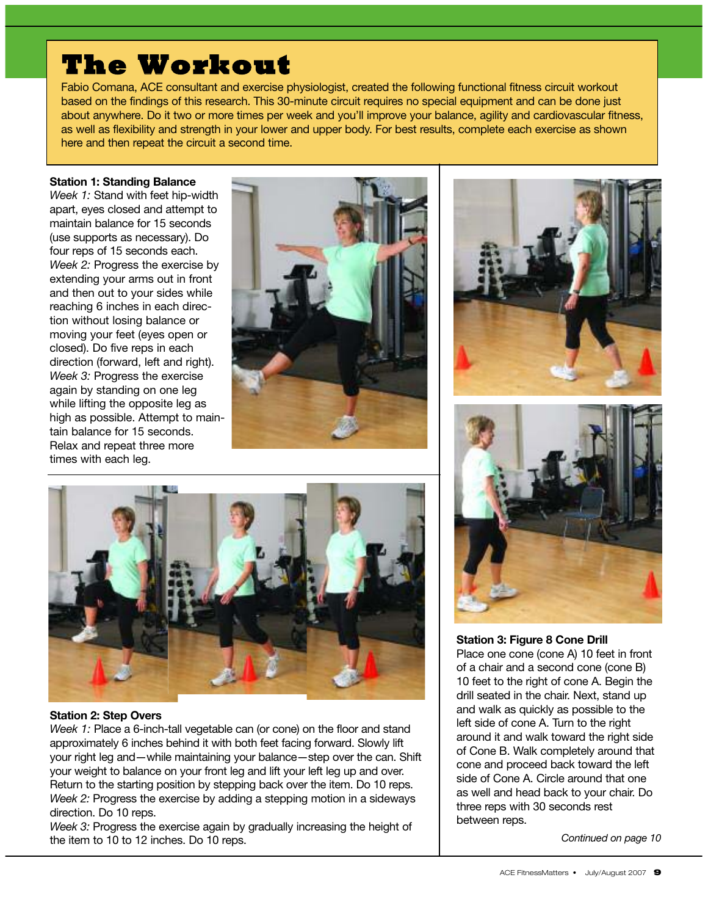# The Workout

Fabio Comana, ACE consultant and exercise physiologist, created the following functional fitness circuit workout based on the findings of this research. This 30-minute circuit requires no special equipment and can be done just about anywhere. Do it two or more times per week and you'll improve your balance, agility and cardiovascular fitness, as well as flexibility and strength in your lower and upper body. For best results, complete each exercise as shown here and then repeat the circuit a second time.

**Station 1: Standing Balance**

*Week 1:* Stand with feet hip-width apart, eyes closed and attempt to maintain balance for 15 seconds (use supports as necessary). Do four reps of 15 seconds each.

*Week 2:* Progress the exercise by extending your arms out in front and then out to your sides while reaching 6 inches in each direction without losing balance or moving your feet (eyes open or closed). Do five reps in each direction (forward, left and right).

*Week 3:* Progress the exercise again by standing on one leg while lifting the opposite leg as high as possible. Attempt to maintain balance for 15 seconds. Relax and repeat three more times with each leg.

**Station 2: Step Overs**

*Week 1:* Place a 6-inch-tall vegetable can (or cone) on the floor and stand approximately 6 inches behind it with both feet facing forward. Slowly lift your right leg and—while maintaining your balance—step over the can. Shift your weight to balance on your front leg and lift your left leg up and over. Return to the starting position by stepping back over the item. Do 10 reps.

*Week 2:* Progress the exercise by adding a stepping motion in a sideways direction. Do 10 reps.

*Week 3:* Progress the exercise again by gradually increasing the height of the item to 10 to 12 inches. Do 10 reps.

**Station 3: Figure 8 Cone Drill**

Place one cone (cone A) 10 feet in front of a chair and a second cone (cone B) 10 feet to the right of cone A. Begin the drill seated in the chair. Next, stand up and walk as quickly as possible to the left side of cone A. Turn to the right around it and walk toward the right side of Cone B. Walk completely around that cone and proceed back toward the left side of Cone A. Circle around that one as well and head back to your chair. Do three reps with 30 seconds rest between reps.

*Continued on page 10*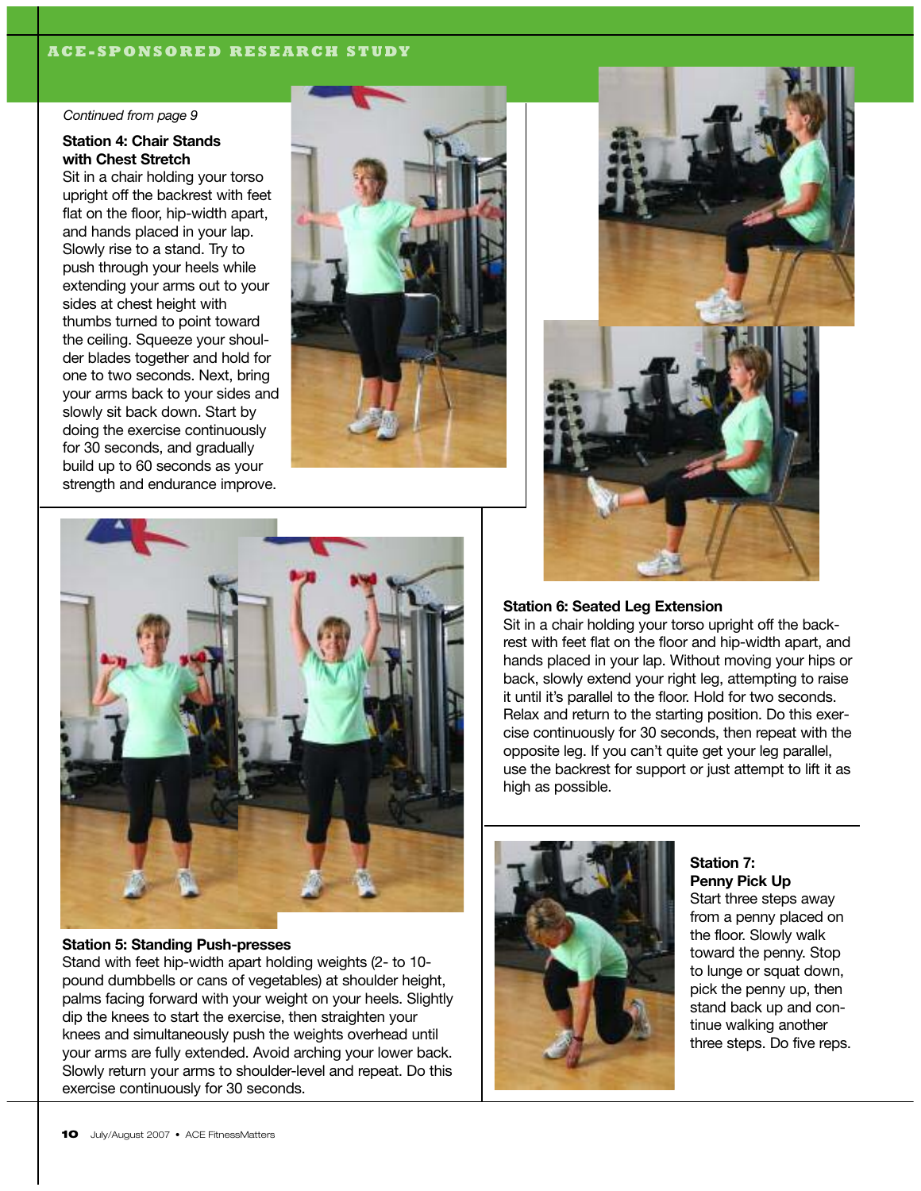*Continued from page 9*

**Station 4: Chair Stands with Chest Stretch**

Sit in a chair holding your torso upright off the backrest with feet flat on the floor, hip-width apart, and hands placed in your lap. Slowly rise to a stand. Try to push through your heels while extending your arms out to your sides at chest height with thumbs turned to point toward the ceiling. Squeeze your shoulder blades together and hold for one to two seconds. Next, bring your arms back to your sides and slowly sit back down. Start by doing the exercise continuously for 30 seconds, and gradually build up to 60 seconds as your strength and endurance improve.

**Station 5: Standing Push-presses**

Stand with feet hip-width apart holding weights (2- to 10-pound dumbbells or cans of vegetables) at shoulder height, palms facing forward with your weight on your heels. Slightly dip the knees to start the exercise, then straighten your knees and simultaneously push the weights overhead until your arms are fully extended. Avoid arching your lower back. Slowly return your arms to shoulder-level and repeat. Do this exercise continuously for 30 seconds.

**Station 6: Seated Leg Extension**

Sit in a chair holding your torso upright off the backrest with feet flat on the floor and hip-width apart, and hands placed in your lap. Without moving your hips or back, slowly extend your right leg, attempting to raise it until it's parallel to the floor. Hold for two seconds. Relax and return to the starting position. Do this exercise continuously for 30 seconds, then repeat with the opposite leg. If you can't quite get your leg parallel, use the backrest for support or just attempt to lift it as high as possible.

**Station 7: Penny Pick Up**

Start three steps away from a penny placed on the floor. Slowly walk toward the penny. Stop to lunge or squat down, pick the penny up, then stand back up and continue walking another three steps. Do five reps.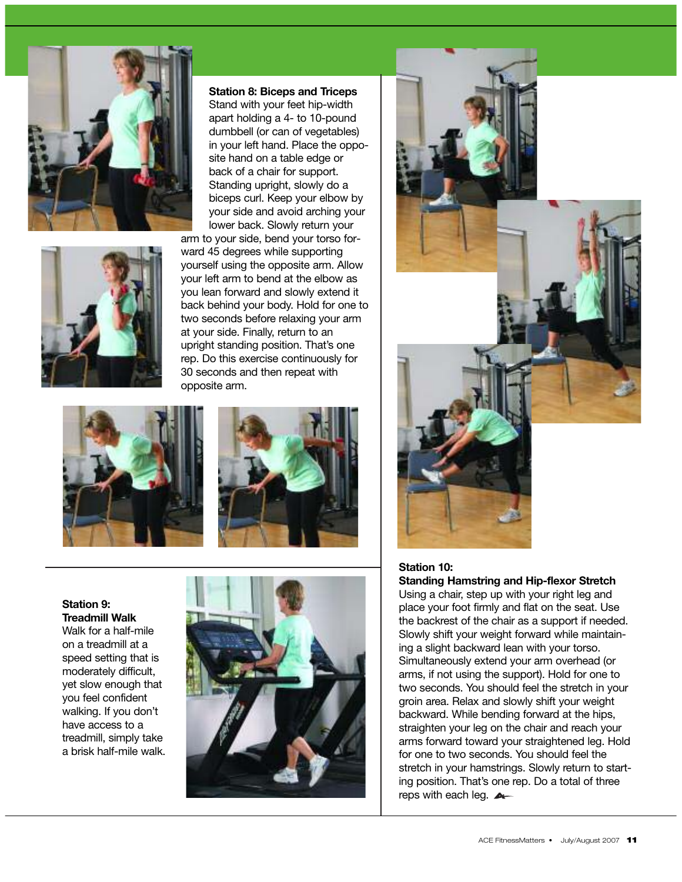### Station 8: Biceps and Triceps

Stand with your feet hip-width apart holding a 4- to 10-pound dumbbell (or can of vegetables) in your left hand. Place the opposite hand on a table edge or back of a chair for support. Standing upright, slowly do a biceps curl. Keep your elbow by your side and avoid arching your lower back. Slowly return your arm to your side, bend your torso forward 45 degrees while supporting yourself using the opposite arm. Allow your left arm to bend at the elbow as you lean forward and slowly extend it back behind your body. Hold for one to two seconds before relaxing your arm at your side. Finally, return to an upright standing position. That's one rep. Do this exercise continuously for 30 seconds and then repeat with opposite arm.

### Station 9: Treadmill Walk

Walk for a half-mile on a treadmill at a speed setting that is moderately difficult, yet slow enough that you feel confident walking. If you don't have access to a treadmill, simply take a brisk half-mile walk.

### Station 10: Standing Hamstring and Hip-flexor Stretch

Using a chair, step up with your right leg and place your foot firmly and flat on the seat. Use the backrest of the chair as a support if needed. Slowly shift your weight forward while maintaining a slight backward lean with your torso. Simultaneously extend your arm overhead (or arms, if not using the support). Hold for one to two seconds. You should feel the stretch in your groin area. Relax and slowly shift your weight backward. While bending forward at the hips, straighten your leg on the chair and reach your arms forward toward your straightened leg. Hold for one to two seconds. You should feel the stretch in your hamstrings. Slowly return to starting position. That's one rep. Do a total of three reps with each leg.